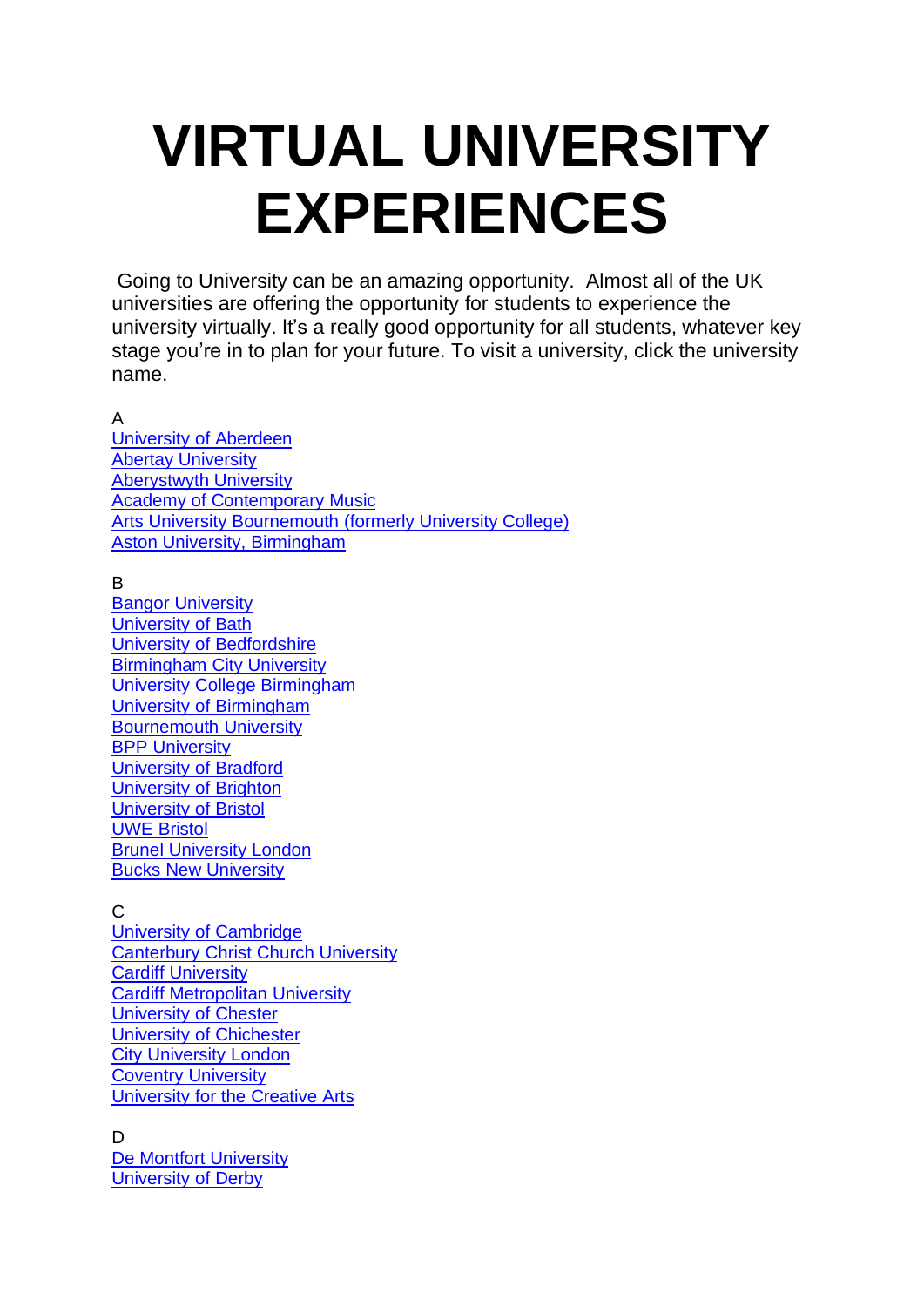# VIRTUAL UNIVERSITY EXPERIENCES

Going to University can be an amazing opportunity. Almost all of the UK universities are offering the opportunity for students to experience the university virtually. It's a really good opportunity for all students, whatever key stage you're in to plan for your future. To visit a university, click the university name.

A

University of Aberdeen
Abertay University
Aberystwyth University
Academy of Contemporary Music
Arts University Bournemouth (formerly University College)
Aston University, Birmingham

B

Bangor University
University of Bath
University of Bedfordshire
Birmingham City University
University College Birmingham
University of Birmingham
Bournemouth University
BPP University
University of Bradford
University of Brighton
University of Bristol
UWE Bristol
Brunel University London
Bucks New University

C

University of Cambridge
Canterbury Christ Church University
Cardiff University
Cardiff Metropolitan University
University of Chester
University of Chichester
City University London
Coventry University
University for the Creative Arts

D

De Montfort University
University of Derby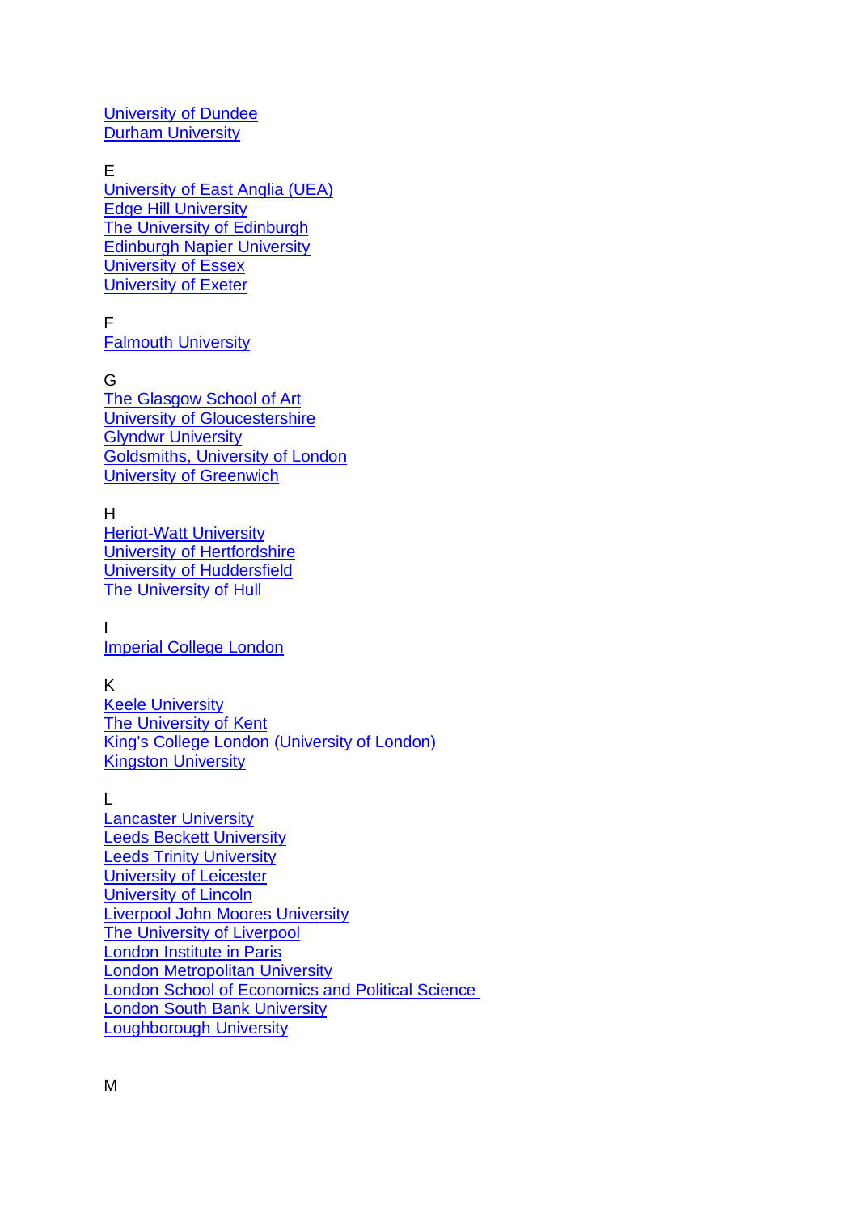University of Dundee
Durham University

E
University of East Anglia (UEA)
Edge Hill University
The University of Edinburgh
Edinburgh Napier University
University of Essex
University of Exeter

F
Falmouth University

G
The Glasgow School of Art
University of Gloucestershire
Glyndwr University
Goldsmiths, University of London
University of Greenwich

H
Heriot-Watt University
University of Hertfordshire
University of Huddersfield
The University of Hull

I
Imperial College London

K
Keele University
The University of Kent
King's College London (University of London)
Kingston University

L
Lancaster University
Leeds Beckett University
Leeds Trinity University
University of Leicester
University of Lincoln
Liverpool John Moores University
The University of Liverpool
London Institute in Paris
London Metropolitan University
London School of Economics and Political Science
London South Bank University
Loughborough University

M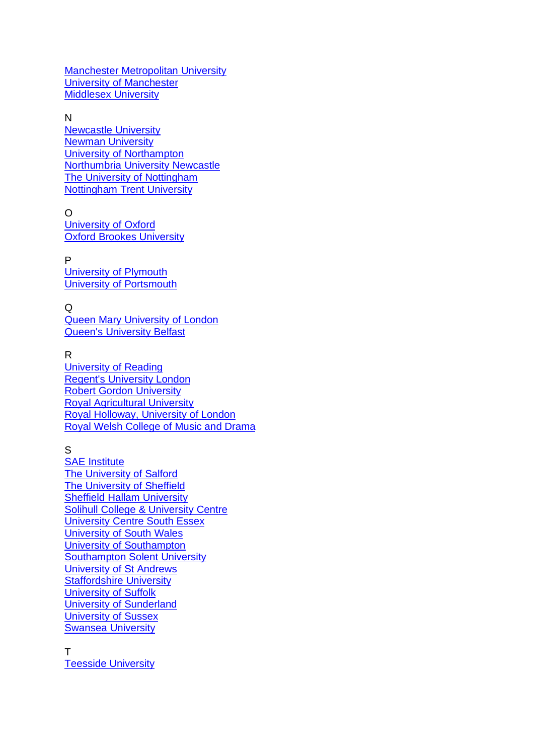Manchester Metropolitan University
University of Manchester
Middlesex University

N
Newcastle University
Newman University
University of Northampton
Northumbria University Newcastle
The University of Nottingham
Nottingham Trent University

O
University of Oxford
Oxford Brookes University

P
University of Plymouth
University of Portsmouth

Q
Queen Mary University of London
Queen's University Belfast

R
University of Reading
Regent's University London
Robert Gordon University
Royal Agricultural University
Royal Holloway, University of London
Royal Welsh College of Music and Drama

S
SAE Institute
The University of Salford
The University of Sheffield
Sheffield Hallam University
Solihull College & University Centre
University Centre South Essex
University of South Wales
University of Southampton
Southampton Solent University
University of St Andrews
Staffordshire University
University of Suffolk
University of Sunderland
University of Sussex
Swansea University

T
Teesside University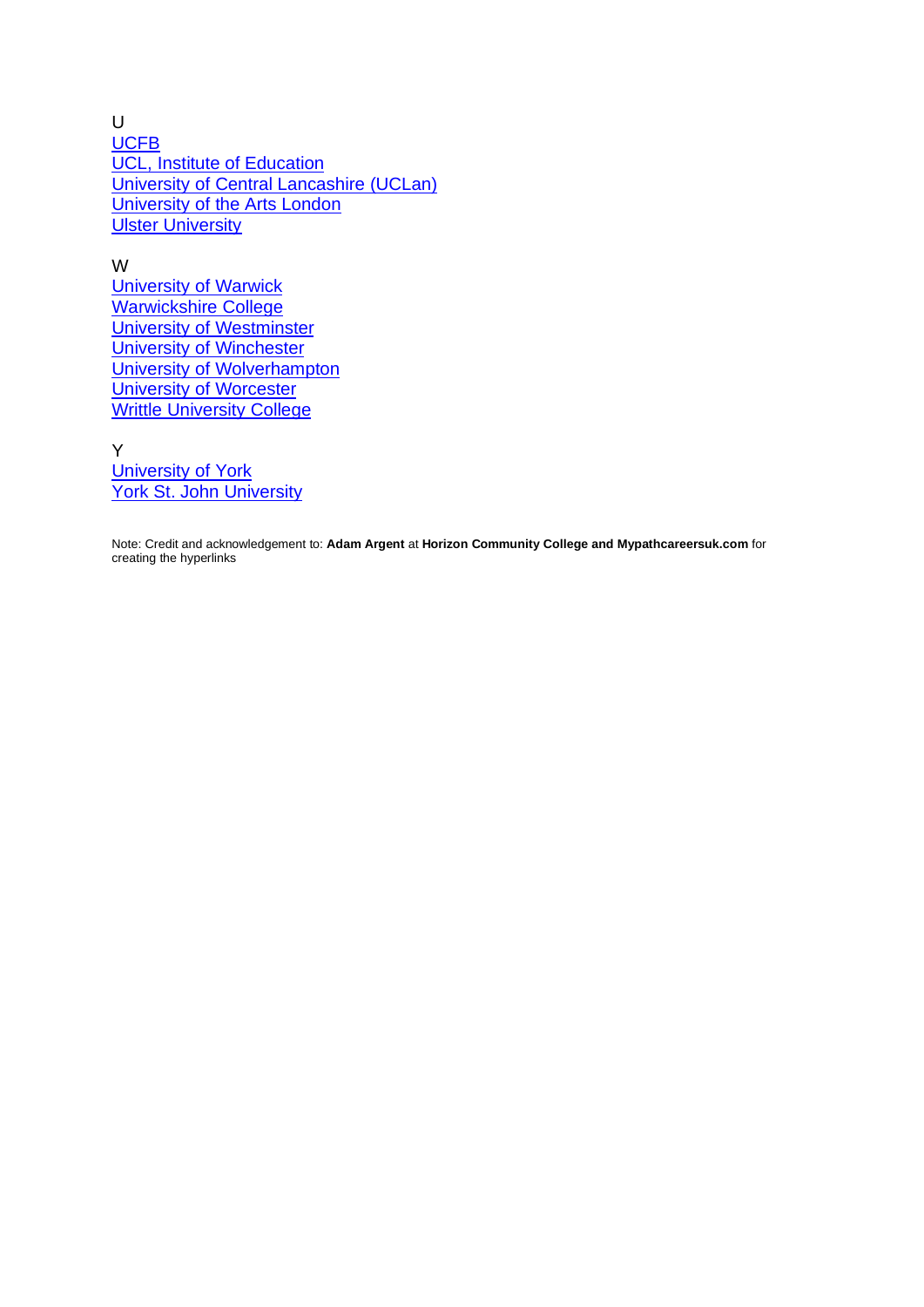U

UCFB
UCL, Institute of Education
University of Central Lancashire (UCLan)
University of the Arts London
Ulster University

W

University of Warwick
Warwickshire College
University of Westminster
University of Winchester
University of Wolverhampton
University of Worcester
Writtle University College

Y

University of York
York St. John University

Note: Credit and acknowledgement to: **Adam Argent** at **Horizon Community College and Mypathcareersuk.com** for creating the hyperlinks